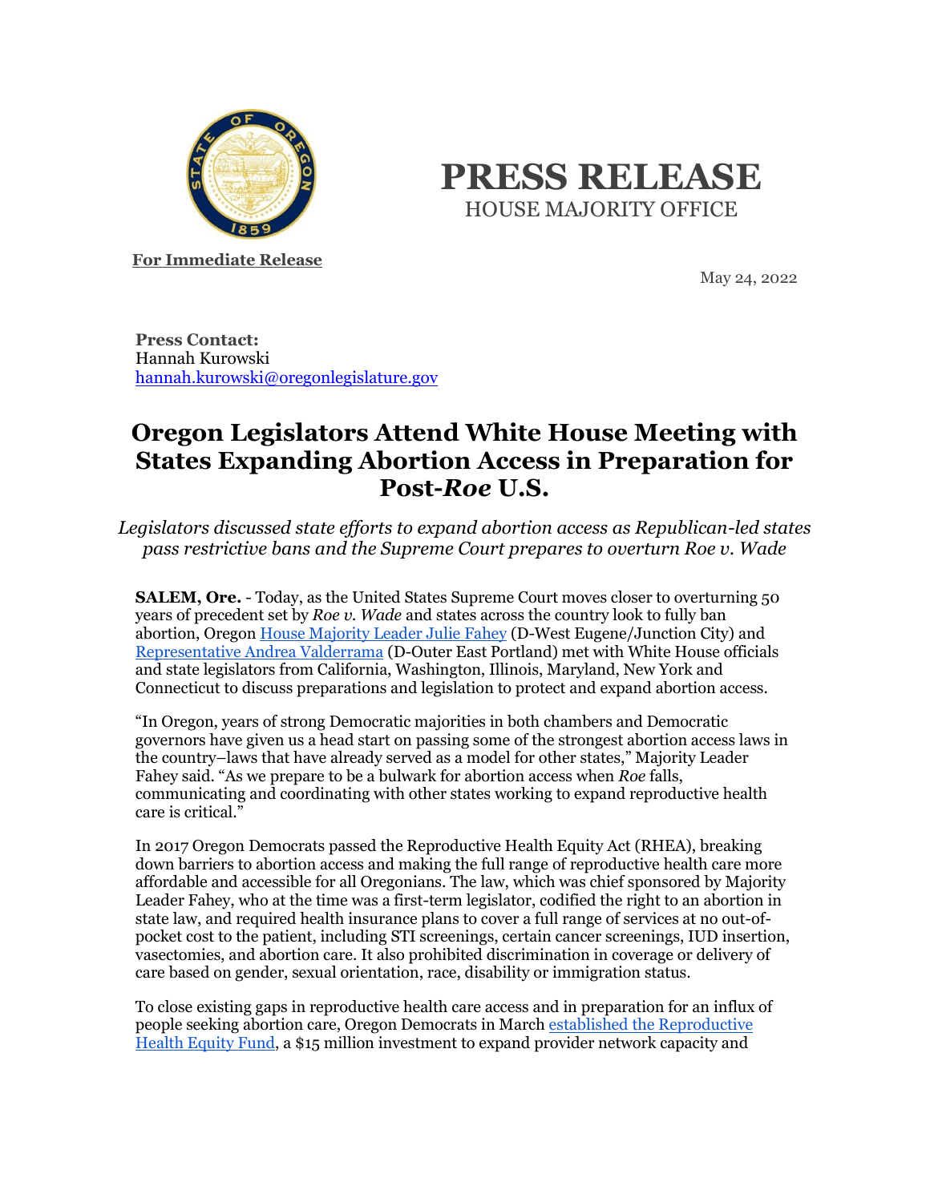# PRESS RELEASE

HOUSE MAJORITY OFFICE

**For Immediate Release**

May 24, 2022

**Press Contact:**
Hannah Kurowski
hannah.kurowski@oregonlegislature.gov

## Oregon Legislators Attend White House Meeting with States Expanding Abortion Access in Preparation for Post-*Roe* U.S.

*Legislators discussed state efforts to expand abortion access as Republican-led states pass restrictive bans and the Supreme Court prepares to overturn Roe v. Wade*

**SALEM, Ore.** - Today, as the United States Supreme Court moves closer to overturning 50 years of precedent set by *Roe v. Wade* and states across the country look to fully ban abortion, Oregon House Majority Leader Julie Fahey (D-West Eugene/Junction City) and Representative Andrea Valderrama (D-Outer East Portland) met with White House officials and state legislators from California, Washington, Illinois, Maryland, New York and Connecticut to discuss preparations and legislation to protect and expand abortion access.

"In Oregon, years of strong Democratic majorities in both chambers and Democratic governors have given us a head start on passing some of the strongest abortion access laws in the country–laws that have already served as a model for other states," Majority Leader Fahey said. "As we prepare to be a bulwark for abortion access when *Roe* falls, communicating and coordinating with other states working to expand reproductive health care is critical."

In 2017 Oregon Democrats passed the Reproductive Health Equity Act (RHEA), breaking down barriers to abortion access and making the full range of reproductive health care more affordable and accessible for all Oregonians. The law, which was chief sponsored by Majority Leader Fahey, who at the time was a first-term legislator, codified the right to an abortion in state law, and required health insurance plans to cover a full range of services at no out-of-pocket cost to the patient, including STI screenings, certain cancer screenings, IUD insertion, vasectomies, and abortion care. It also prohibited discrimination in coverage or delivery of care based on gender, sexual orientation, race, disability or immigration status.

To close existing gaps in reproductive health care access and in preparation for an influx of people seeking abortion care, Oregon Democrats in March established the Reproductive Health Equity Fund, a $15 million investment to expand provider network capacity and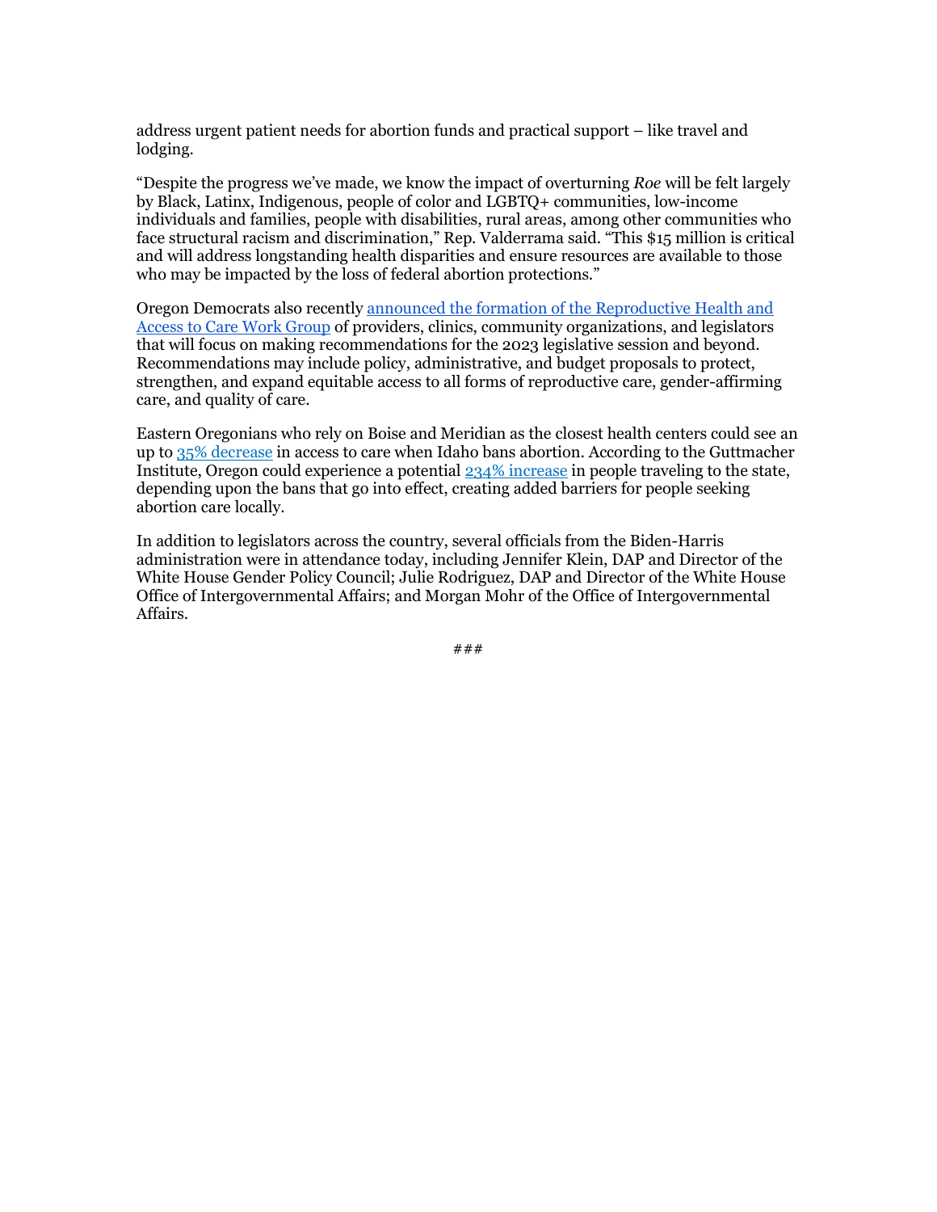address urgent patient needs for abortion funds and practical support – like travel and lodging.

"Despite the progress we've made, we know the impact of overturning *Roe* will be felt largely by Black, Latinx, Indigenous, people of color and LGBTQ+ communities, low-income individuals and families, people with disabilities, rural areas, among other communities who face structural racism and discrimination," Rep. Valderrama said. "This $15 million is critical and will address longstanding health disparities and ensure resources are available to those who may be impacted by the loss of federal abortion protections."

Oregon Democrats also recently announced the formation of the Reproductive Health and Access to Care Work Group of providers, clinics, community organizations, and legislators that will focus on making recommendations for the 2023 legislative session and beyond. Recommendations may include policy, administrative, and budget proposals to protect, strengthen, and expand equitable access to all forms of reproductive care, gender-affirming care, and quality of care.

Eastern Oregonians who rely on Boise and Meridian as the closest health centers could see an up to 35% decrease in access to care when Idaho bans abortion. According to the Guttmacher Institute, Oregon could experience a potential 234% increase in people traveling to the state, depending upon the bans that go into effect, creating added barriers for people seeking abortion care locally.

In addition to legislators across the country, several officials from the Biden-Harris administration were in attendance today, including Jennifer Klein, DAP and Director of the White House Gender Policy Council; Julie Rodriguez, DAP and Director of the White House Office of Intergovernmental Affairs; and Morgan Mohr of the Office of Intergovernmental Affairs.

###